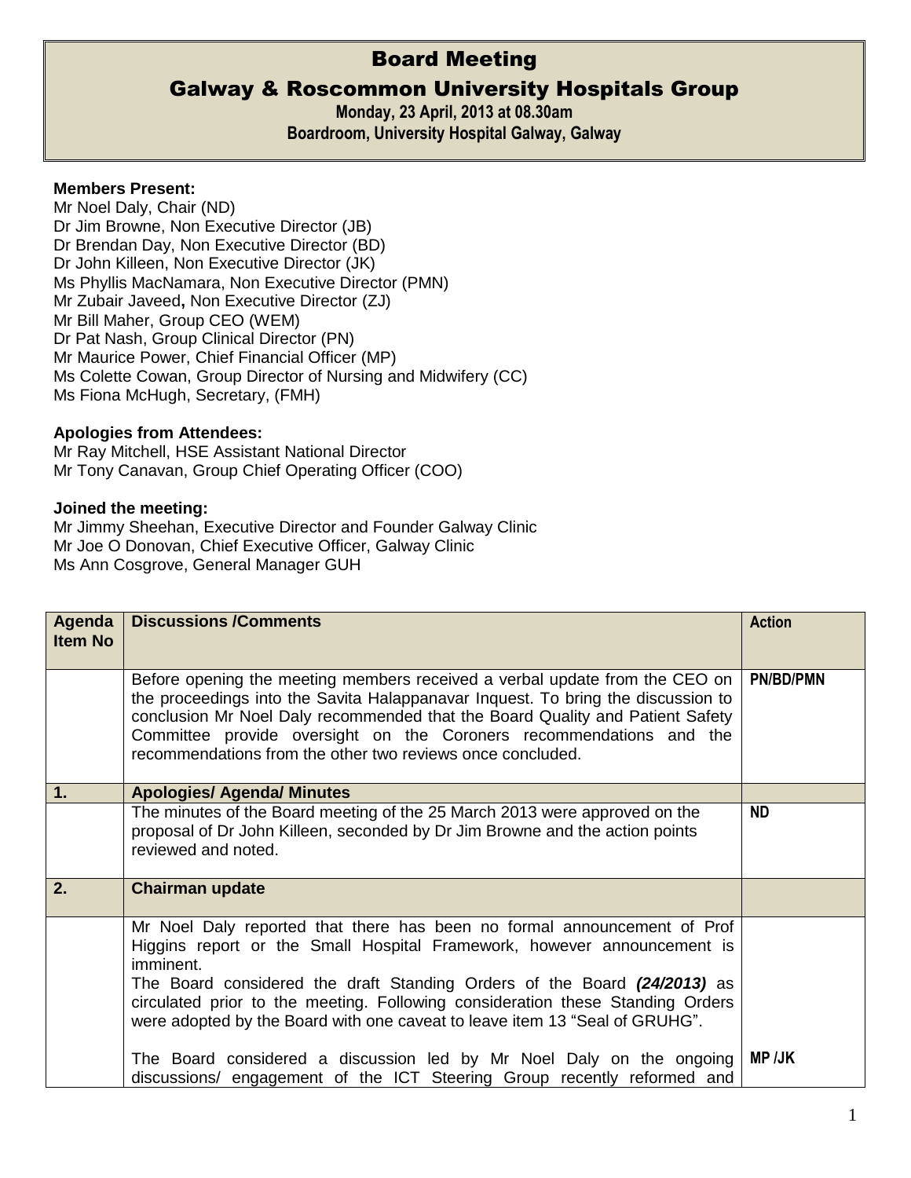// Board Meeting
# Board Meeting

## Galway & Roscommon University Hospitals Group

**Monday, 23 April, 2013 at 08.30am**
**Boardroom, University Hospital Galway, Galway**

**Members Present:**
Mr Noel Daly, Chair (ND)
Dr Jim Browne, Non Executive Director (JB)
Dr Brendan Day, Non Executive Director (BD)
Dr John Killeen, Non Executive Director (JK)
Ms Phyllis MacNamara, Non Executive Director (PMN)
Mr Zubair Javeed**,** Non Executive Director (ZJ)
Mr Bill Maher, Group CEO (WEM)
Dr Pat Nash, Group Clinical Director (PN)
Mr Maurice Power, Chief Financial Officer (MP)
Ms Colette Cowan, Group Director of Nursing and Midwifery (CC)
Ms Fiona McHugh, Secretary, (FMH)

**Apologies from Attendees:**
Mr Ray Mitchell, HSE Assistant National Director
Mr Tony Canavan, Group Chief Operating Officer (COO)

**Joined the meeting:**
Mr Jimmy Sheehan, Executive Director and Founder Galway Clinic
Mr Joe O Donovan, Chief Executive Officer, Galway Clinic
Ms Ann Cosgrove, General Manager GUH

| Agenda Item No | Discussions /Comments | Action |
|---|---|---|
| | Before opening the meeting members received a verbal update from the CEO on the proceedings into the Savita Halappanavar Inquest. To bring the discussion to conclusion Mr Noel Daly recommended that the Board Quality and Patient Safety Committee provide oversight on the Coroners recommendations and the recommendations from the other two reviews once concluded. | **PN/BD/PMN** |
| **1.** | **Apologies/ Agenda/ Minutes** | |
| | The minutes of the Board meeting of the 25 March 2013 were approved on the proposal of Dr John Killeen, seconded by Dr Jim Browne and the action points reviewed and noted. | **ND** |
| **2.** | **Chairman update** | |
| | Mr Noel Daly reported that there has been no formal announcement of Prof Higgins report or the Small Hospital Framework, however announcement is imminent.<br>The Board considered the draft Standing Orders of the Board ***(24/2013)*** as circulated prior to the meeting. Following consideration these Standing Orders were adopted by the Board with one caveat to leave item 13 "Seal of GRUHG". | |
| | The Board considered a discussion led by Mr Noel Daly on the ongoing discussions/ engagement of the ICT Steering Group recently reformed and | **MP /JK** |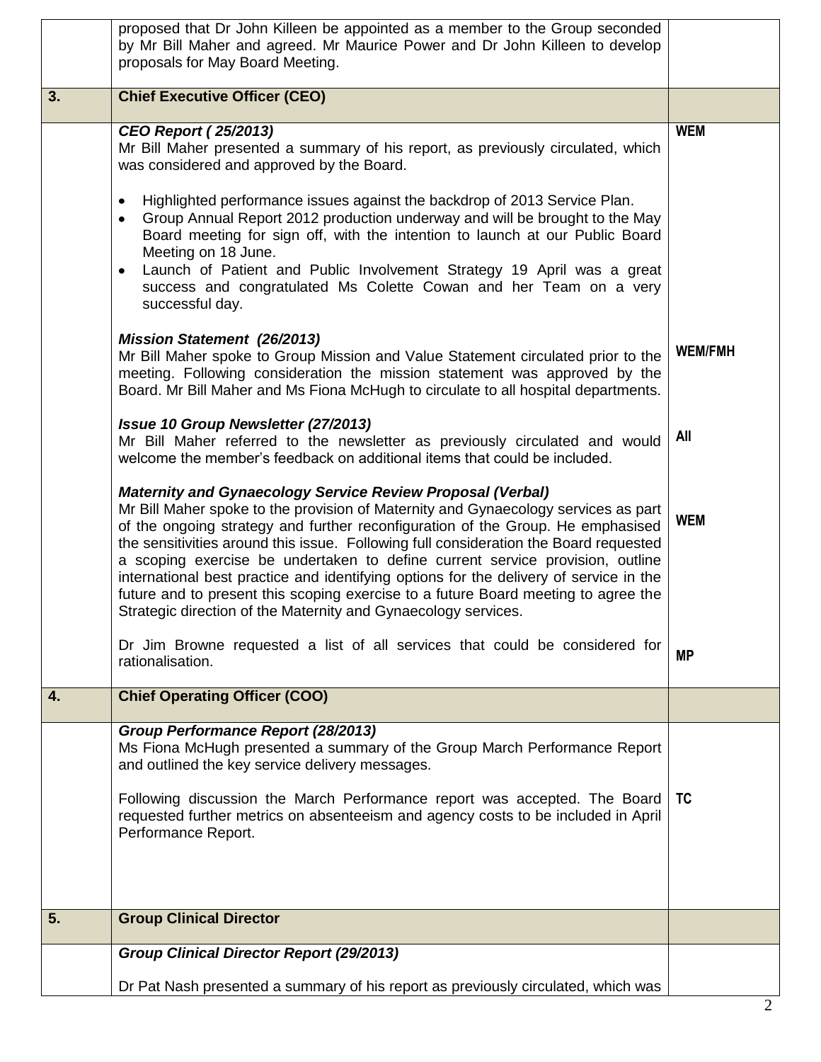| | | |
|---|---|---|
| | proposed that Dr John Killeen be appointed as a member to the Group seconded by Mr Bill Maher and agreed. Mr Maurice Power and Dr John Killeen to develop proposals for May Board Meeting. | |
| **3.** | **Chief Executive Officer (CEO)** | |
| | ***CEO Report ( 25/2013)*** <br> Mr Bill Maher presented a summary of his report, as previously circulated, which was considered and approved by the Board. <br><br> • Highlighted performance issues against the backdrop of 2013 Service Plan. <br> • Group Annual Report 2012 production underway and will be brought to the May Board meeting for sign off, with the intention to launch at our Public Board Meeting on 18 June. <br> • Launch of Patient and Public Involvement Strategy 19 April was a great success and congratulated Ms Colette Cowan and her Team on a very successful day. | **WEM** |
| | ***Mission Statement (26/2013)*** <br> Mr Bill Maher spoke to Group Mission and Value Statement circulated prior to the meeting. Following consideration the mission statement was approved by the Board. Mr Bill Maher and Ms Fiona McHugh to circulate to all hospital departments. | **WEM/FMH** |
| | ***Issue 10 Group Newsletter (27/2013)*** <br> Mr Bill Maher referred to the newsletter as previously circulated and would welcome the member's feedback on additional items that could be included. | **All** |
| | ***Maternity and Gynaecology Service Review Proposal (Verbal)*** <br> Mr Bill Maher spoke to the provision of Maternity and Gynaecology services as part of the ongoing strategy and further reconfiguration of the Group. He emphasised the sensitivities around this issue. Following full consideration the Board requested a scoping exercise be undertaken to define current service provision, outline international best practice and identifying options for the delivery of service in the future and to present this scoping exercise to a future Board meeting to agree the Strategic direction of the Maternity and Gynaecology services. | **WEM** |
| | Dr Jim Browne requested a list of all services that could be considered for rationalisation. | **MP** |
| **4.** | **Chief Operating Officer (COO)** | |
| | ***Group Performance Report (28/2013)*** <br> Ms Fiona McHugh presented a summary of the Group March Performance Report and outlined the key service delivery messages. <br><br> Following discussion the March Performance report was accepted. The Board requested further metrics on absenteeism and agency costs to be included in April Performance Report. | **TC** |
| **5.** | **Group Clinical Director** | |
| | ***Group Clinical Director Report (29/2013)*** <br><br> Dr Pat Nash presented a summary of his report as previously circulated, which was | |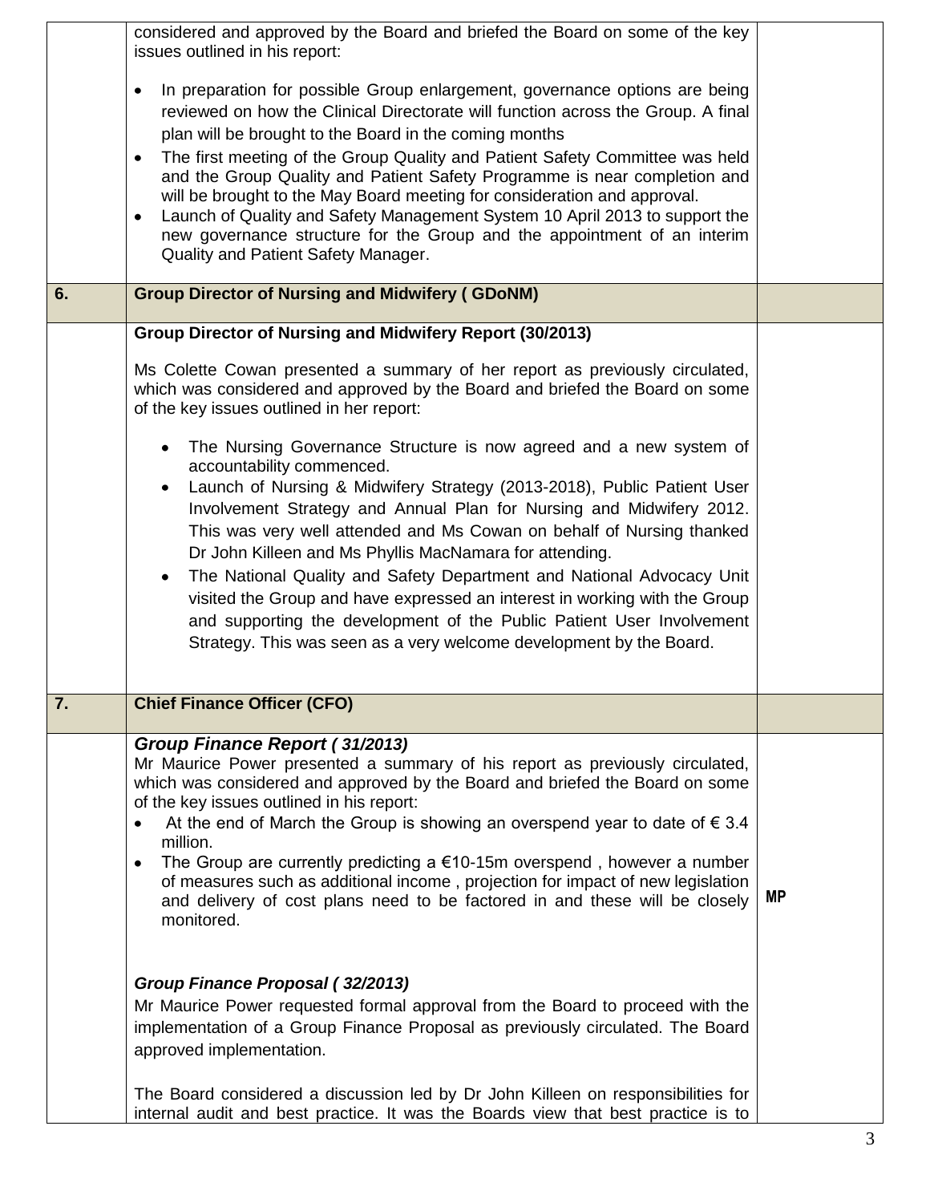| | | |
|---|---|---|
| | considered and approved by the Board and briefed the Board on some of the key issues outlined in his report:<br><br>• In preparation for possible Group enlargement, governance options are being reviewed on how the Clinical Directorate will function across the Group. A final plan will be brought to the Board in the coming months<br>• The first meeting of the Group Quality and Patient Safety Committee was held and the Group Quality and Patient Safety Programme is near completion and will be brought to the May Board meeting for consideration and approval.<br>• Launch of Quality and Safety Management System 10 April 2013 to support the new governance structure for the Group and the appointment of an interim Quality and Patient Safety Manager. | |
| **6.** | **Group Director of Nursing and Midwifery ( GDoNM)** | |
| | **Group Director of Nursing and Midwifery Report (30/2013)**<br><br>Ms Colette Cowan presented a summary of her report as previously circulated, which was considered and approved by the Board and briefed the Board on some of the key issues outlined in her report:<br><br>• The Nursing Governance Structure is now agreed and a new system of accountability commenced.<br>• Launch of Nursing & Midwifery Strategy (2013-2018), Public Patient User Involvement Strategy and Annual Plan for Nursing and Midwifery 2012. This was very well attended and Ms Cowan on behalf of Nursing thanked Dr John Killeen and Ms Phyllis MacNamara for attending.<br>• The National Quality and Safety Department and National Advocacy Unit visited the Group and have expressed an interest in working with the Group and supporting the development of the Public Patient User Involvement Strategy. This was seen as a very welcome development by the Board. | |
| **7.** | **Chief Finance Officer (CFO)** | |
| | ***Group Finance Report ( 31/2013)***<br>Mr Maurice Power presented a summary of his report as previously circulated, which was considered and approved by the Board and briefed the Board on some of the key issues outlined in his report:<br>• At the end of March the Group is showing an overspend year to date of € 3.4 million.<br>• The Group are currently predicting a €10-15m overspend , however a number of measures such as additional income , projection for impact of new legislation and delivery of cost plans need to be factored in and these will be closely monitored.<br><br>***Group Finance Proposal ( 32/2013)***<br>Mr Maurice Power requested formal approval from the Board to proceed with the implementation of a Group Finance Proposal as previously circulated. The Board approved implementation.<br><br>The Board considered a discussion led by Dr John Killeen on responsibilities for internal audit and best practice. It was the Boards view that best practice is to | **MP** |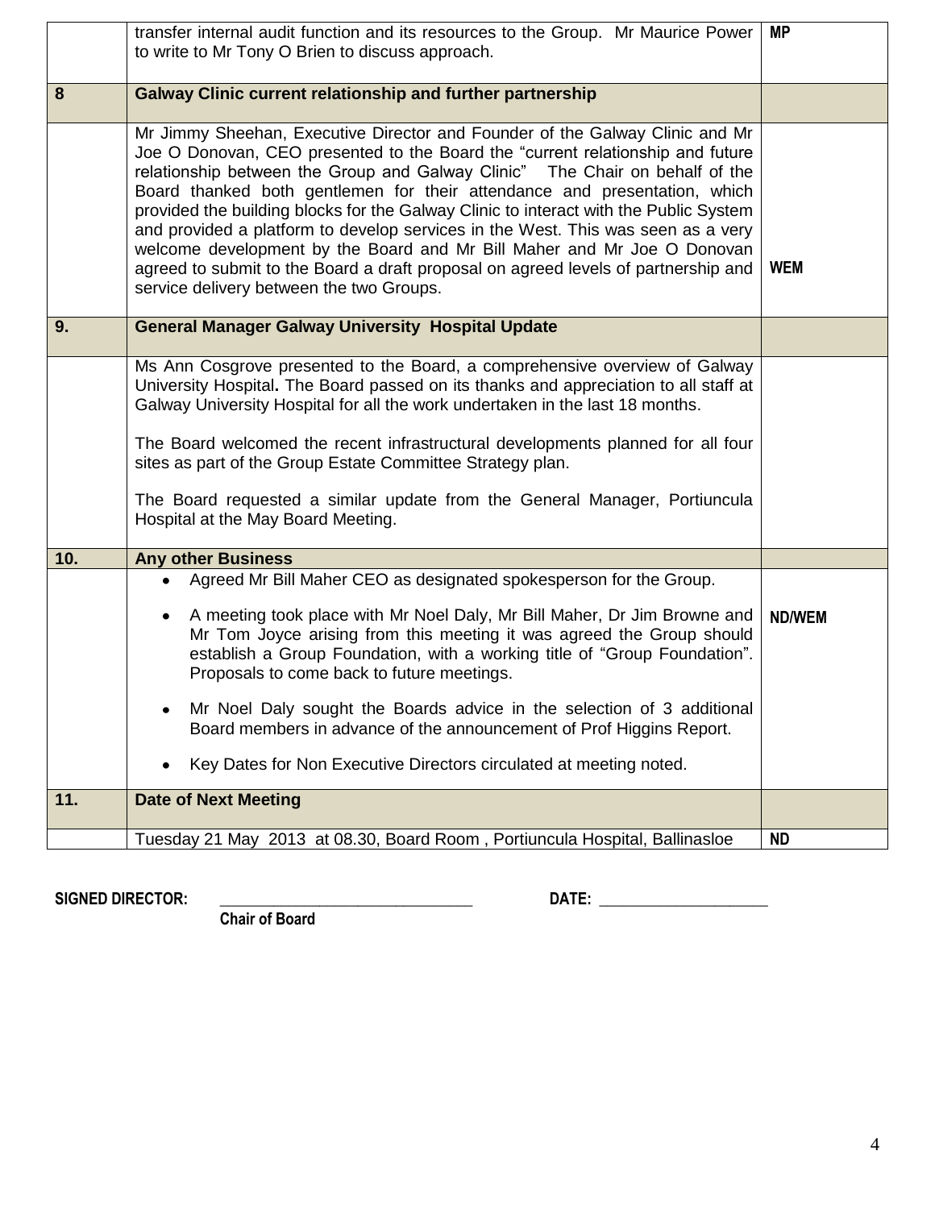| | | |
|---|---|---|
| | transfer internal audit function and its resources to the Group. Mr Maurice Power to write to Mr Tony O Brien to discuss approach. | **MP** |
| **8** | **Galway Clinic current relationship and further partnership** | |
| | Mr Jimmy Sheehan, Executive Director and Founder of the Galway Clinic and Mr Joe O Donovan, CEO presented to the Board the "current relationship and future relationship between the Group and Galway Clinic" The Chair on behalf of the Board thanked both gentlemen for their attendance and presentation, which provided the building blocks for the Galway Clinic to interact with the Public System and provided a platform to develop services in the West. This was seen as a very welcome development by the Board and Mr Bill Maher and Mr Joe O Donovan agreed to submit to the Board a draft proposal on agreed levels of partnership and service delivery between the two Groups. | **WEM** |
| **9.** | **General Manager Galway University Hospital Update** | |
| | Ms Ann Cosgrove presented to the Board, a comprehensive overview of Galway University Hospital**.** The Board passed on its thanks and appreciation to all staff at Galway University Hospital for all the work undertaken in the last 18 months.<br><br>The Board welcomed the recent infrastructural developments planned for all four sites as part of the Group Estate Committee Strategy plan.<br><br>The Board requested a similar update from the General Manager, Portiuncula Hospital at the May Board Meeting. | |
| **10.** | **Any other Business** | |
| | • Agreed Mr Bill Maher CEO as designated spokesperson for the Group.<br><br>• A meeting took place with Mr Noel Daly, Mr Bill Maher, Dr Jim Browne and Mr Tom Joyce arising from this meeting it was agreed the Group should establish a Group Foundation, with a working title of "Group Foundation". Proposals to come back to future meetings.<br><br>• Mr Noel Daly sought the Boards advice in the selection of 3 additional Board members in advance of the announcement of Prof Higgins Report.<br><br>• Key Dates for Non Executive Directors circulated at meeting noted. | **ND/WEM** |
| **11.** | **Date of Next Meeting** | |
| | Tuesday 21 May 2013 at 08.30, Board Room , Portiuncula Hospital, Ballinasloe | **ND** |

**SIGNED DIRECTOR:** ______________________________ **DATE:** ____________________

**Chair of Board**